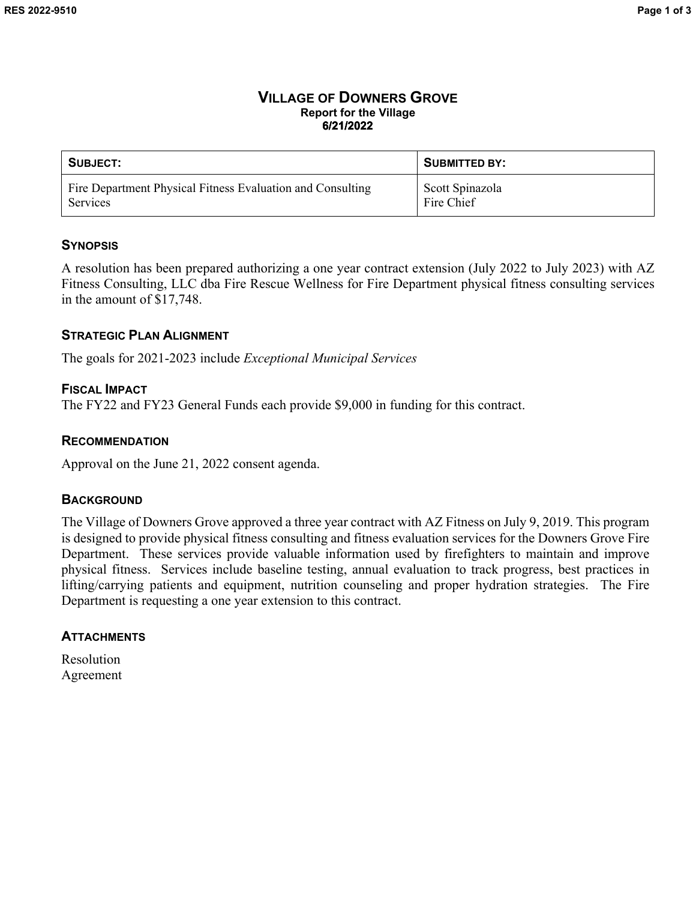# Village of Downers Grove

**Report for the Village**
**6/21/2022**

| SUBJECT: | SUBMITTED BY: |
| --- | --- |
| Fire Department Physical Fitness Evaluation and Consulting Services | Scott Spinazola<br>Fire Chief |

## Synopsis

A resolution has been prepared authorizing a one year contract extension (July 2022 to July 2023) with AZ Fitness Consulting, LLC dba Fire Rescue Wellness for Fire Department physical fitness consulting services in the amount of $17,748.

## Strategic Plan Alignment

The goals for 2021-2023 include *Exceptional Municipal Services*

## Fiscal Impact

The FY22 and FY23 General Funds each provide $9,000 in funding for this contract.

## Recommendation

Approval on the June 21, 2022 consent agenda.

## Background

The Village of Downers Grove approved a three year contract with AZ Fitness on July 9, 2019. This program is designed to provide physical fitness consulting and fitness evaluation services for the Downers Grove Fire Department. These services provide valuable information used by firefighters to maintain and improve physical fitness. Services include baseline testing, annual evaluation to track progress, best practices in lifting/carrying patients and equipment, nutrition counseling and proper hydration strategies. The Fire Department is requesting a one year extension to this contract.

## Attachments

Resolution
Agreement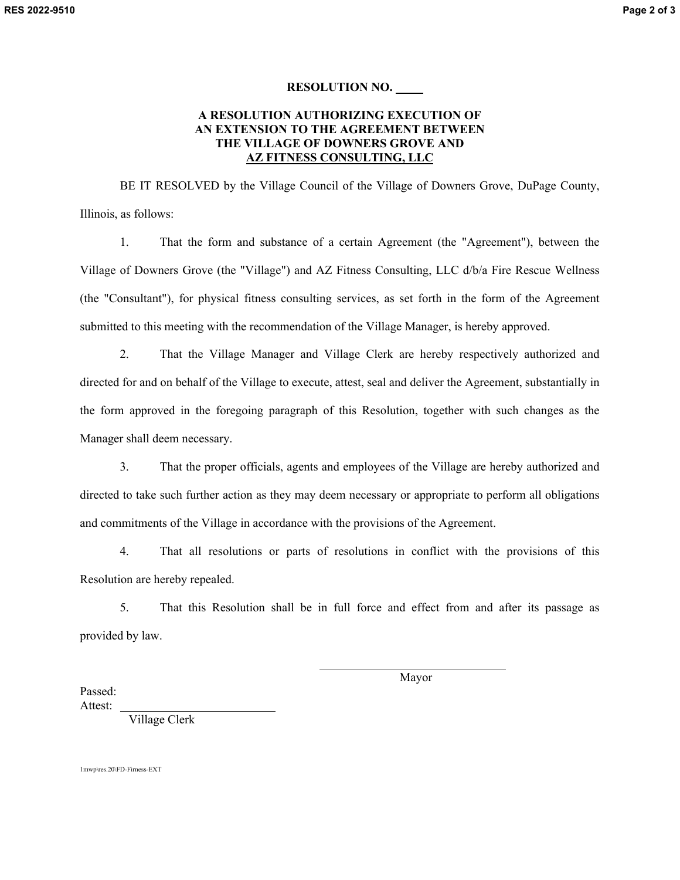**RESOLUTION NO. ____**

**A RESOLUTION AUTHORIZING EXECUTION OF AN EXTENSION TO THE AGREEMENT BETWEEN THE VILLAGE OF DOWNERS GROVE AND AZ FITNESS CONSULTING, LLC**

BE IT RESOLVED by the Village Council of the Village of Downers Grove, DuPage County, Illinois, as follows:

1. That the form and substance of a certain Agreement (the "Agreement"), between the Village of Downers Grove (the "Village") and AZ Fitness Consulting, LLC d/b/a Fire Rescue Wellness (the "Consultant"), for physical fitness consulting services, as set forth in the form of the Agreement submitted to this meeting with the recommendation of the Village Manager, is hereby approved.

2. That the Village Manager and Village Clerk are hereby respectively authorized and directed for and on behalf of the Village to execute, attest, seal and deliver the Agreement, substantially in the form approved in the foregoing paragraph of this Resolution, together with such changes as the Manager shall deem necessary.

3. That the proper officials, agents and employees of the Village are hereby authorized and directed to take such further action as they may deem necessary or appropriate to perform all obligations and commitments of the Village in accordance with the provisions of the Agreement.

4. That all resolutions or parts of resolutions in conflict with the provisions of this Resolution are hereby repealed.

5. That this Resolution shall be in full force and effect from and after its passage as provided by law.

\_\_\_\_\_\_\_\_\_\_\_\_\_\_\_\_\_\_\_\_\_\_\_\_\_\_\_\_
Mayor

Passed:
Attest: \_\_\_\_\_\_\_\_\_\_\_\_\_\_\_\_\_\_\_\_\_\_\_\_
Village Clerk

1mwp\res.20\FD-Firness-EXT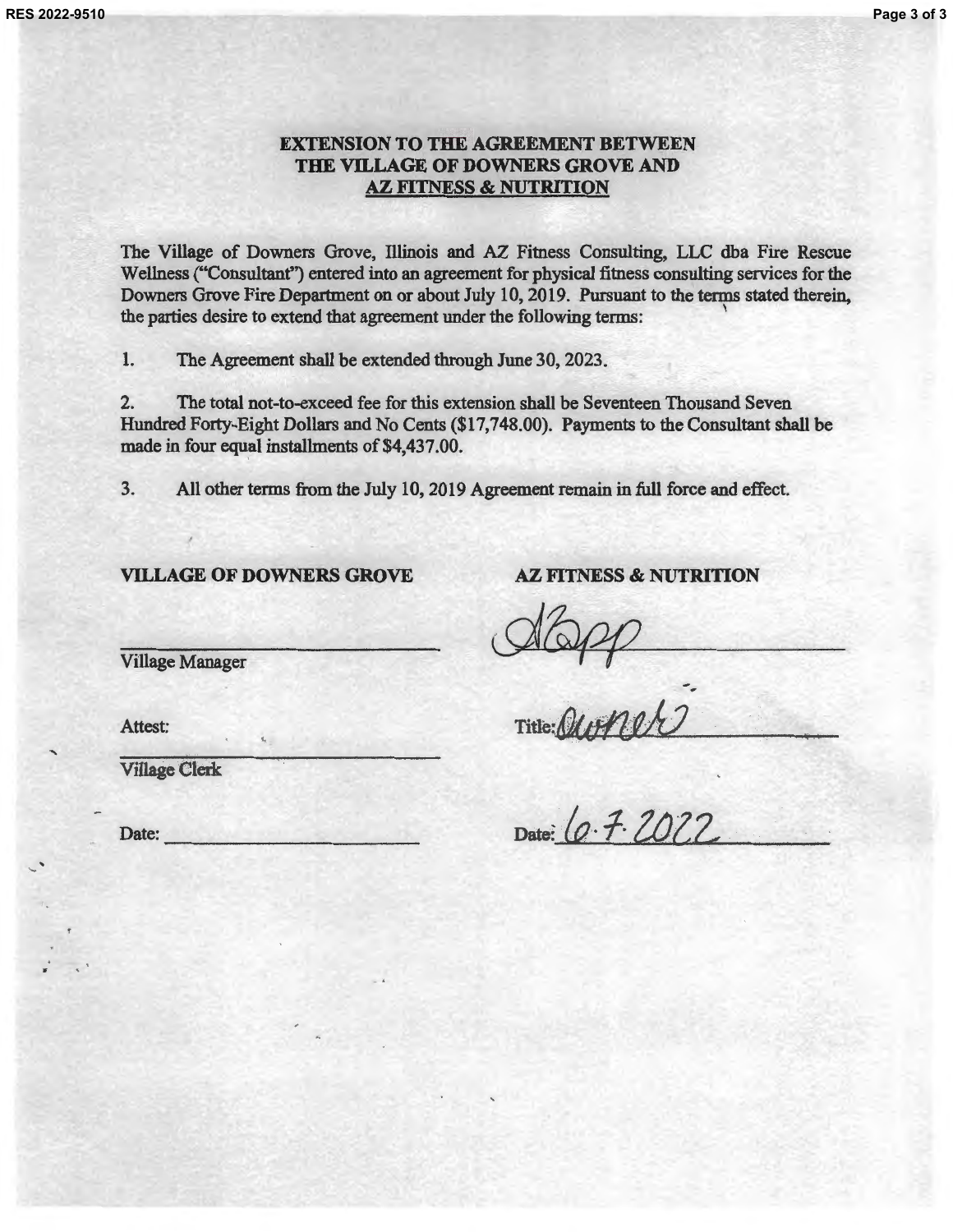# EXTENSION TO THE AGREEMENT BETWEEN THE VILLAGE OF DOWNERS GROVE AND AZ FITNESS & NUTRITION

The Village of Downers Grove, Illinois and AZ Fitness Consulting, LLC dba Fire Rescue Wellness ("Consultant") entered into an agreement for physical fitness consulting services for the Downers Grove Fire Department on or about July 10, 2019. Pursuant to the terms stated therein, the parties desire to extend that agreement under the following terms:

1. The Agreement shall be extended through June 30, 2023.

2. The total not-to-exceed fee for this extension shall be Seventeen Thousand Seven Hundred Forty-Eight Dollars and No Cents ($17,748.00). Payments to the Consultant shall be made in four equal installments of $4,437.00.

3. All other terms from the July 10, 2019 Agreement remain in full force and effect.

**VILLAGE OF DOWNERS GROVE**

\_\_\_\_\_\_\_\_\_\_\_\_\_\_\_\_\_\_\_\_\_\_\_\_\_\_
Village Manager

Attest:

\_\_\_\_\_\_\_\_\_\_\_\_\_\_\_\_\_\_\_\_\_\_\_\_\_\_
Village Clerk

Date: \_\_\_\_\_\_\_\_\_\_\_\_\_\_\_\_\_\_\_\_

**AZ FITNESS & NUTRITION**

AZapp

Title: Owner

Date: 6.7.2022